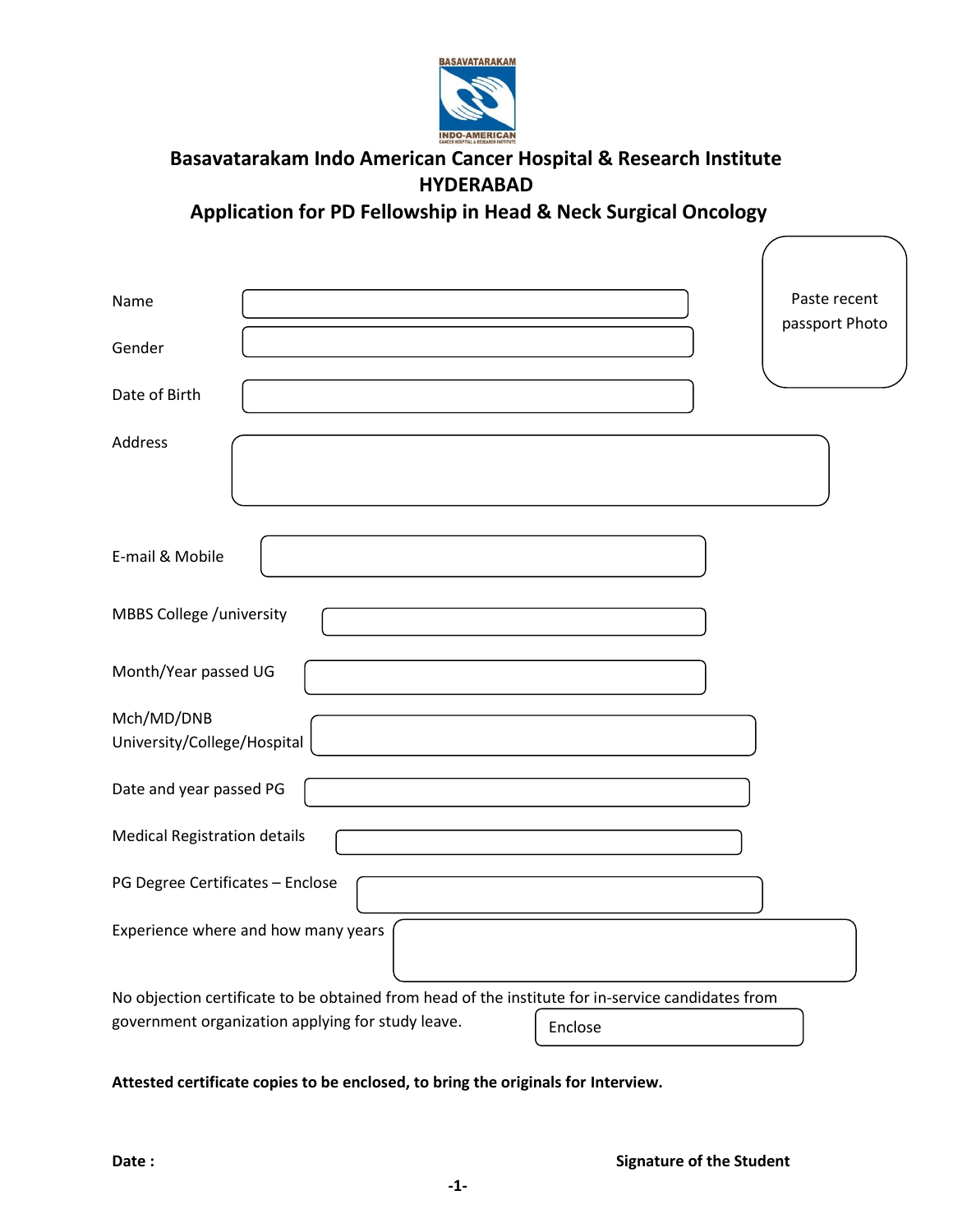# Basavatarakam Indo American Cancer Hospital & Research Institute
## HYDERABAD
## Application for PD Fellowship in Head & Neck Surgical Oncology

Paste recent passport Photo

Name

Gender

Date of Birth

Address

E-mail & Mobile

MBBS College /university

Month/Year passed UG

Mch/MD/DNB University/College/Hospital

Date and year passed PG

Medical Registration details

PG Degree Certificates – Enclose

Experience where and how many years

No objection certificate to be obtained from head of the institute for in-service candidates from government organization applying for study leave. Enclose

**Attested certificate copies to be enclosed, to bring the originals for Interview.**

**Date :**

**Signature of the Student**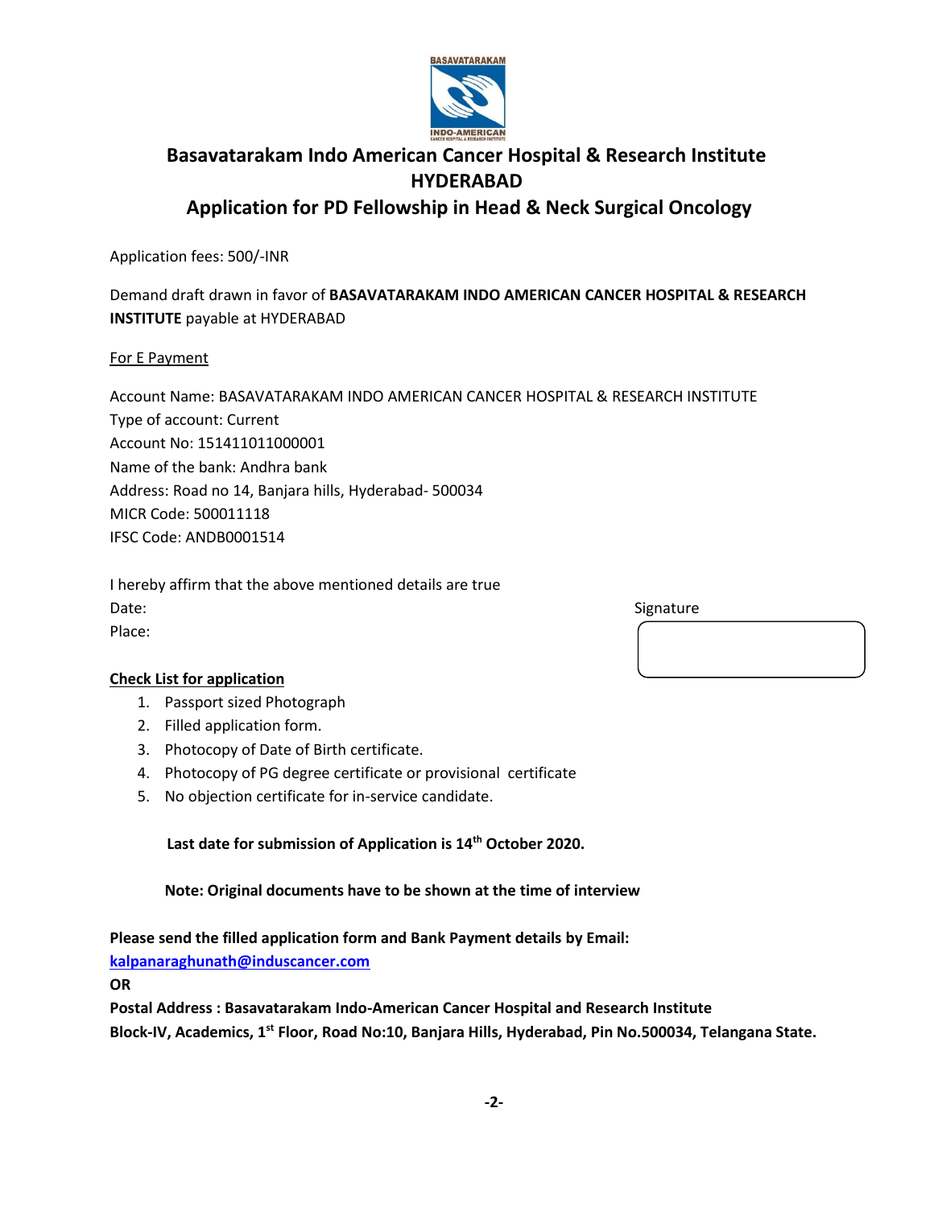# Basavatarakam Indo American Cancer Hospital & Research Institute
## HYDERABAD
## Application for PD Fellowship in Head & Neck Surgical Oncology

Application fees: 500/-INR

Demand draft drawn in favor of **BASAVATARAKAM INDO AMERICAN CANCER HOSPITAL & RESEARCH INSTITUTE** payable at HYDERABAD

<u>For E Payment</u>

Account Name: BASAVATARAKAM INDO AMERICAN CANCER HOSPITAL & RESEARCH INSTITUTE
Type of account: Current
Account No: 151411011000001
Name of the bank: Andhra bank
Address: Road no 14, Banjara hills, Hyderabad- 500034
MICR Code: 500011118
IFSC Code: ANDB0001514

I hereby affirm that the above mentioned details are true

Date:

Place:

Signature

**Check List for application**

1. Passport sized Photograph
2. Filled application form.
3. Photocopy of Date of Birth certificate.
4. Photocopy of PG degree certificate or provisional certificate
5. No objection certificate for in-service candidate.

**Last date for submission of Application is 14th October 2020.**

**Note: Original documents have to be shown at the time of interview**

**Please send the filled application form and Bank Payment details by Email:**
**kalpanaraghunath@induscancer.com**

**OR**

**Postal Address : Basavatarakam Indo-American Cancer Hospital and Research Institute**
**Block-IV, Academics, 1st Floor, Road No:10, Banjara Hills, Hyderabad, Pin No.500034, Telangana State.**